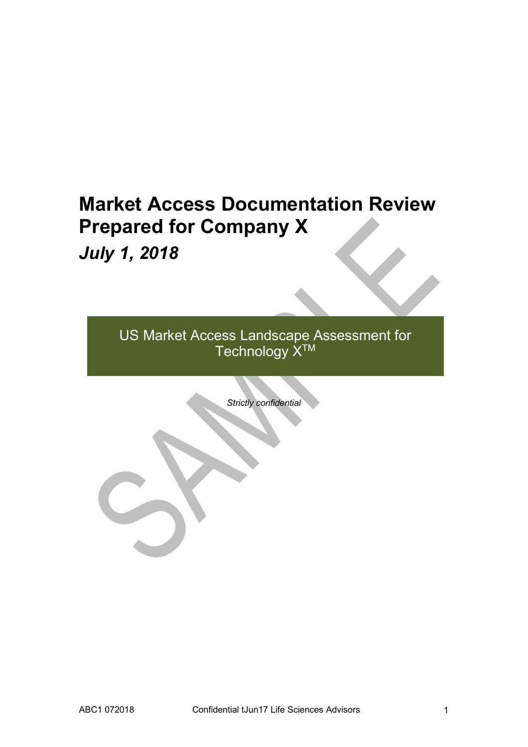# Market Access Documentation Review Prepared for Company X

***July 1, 2018***

US Market Access Landscape Assessment for Technology X™

*Strictly confidential*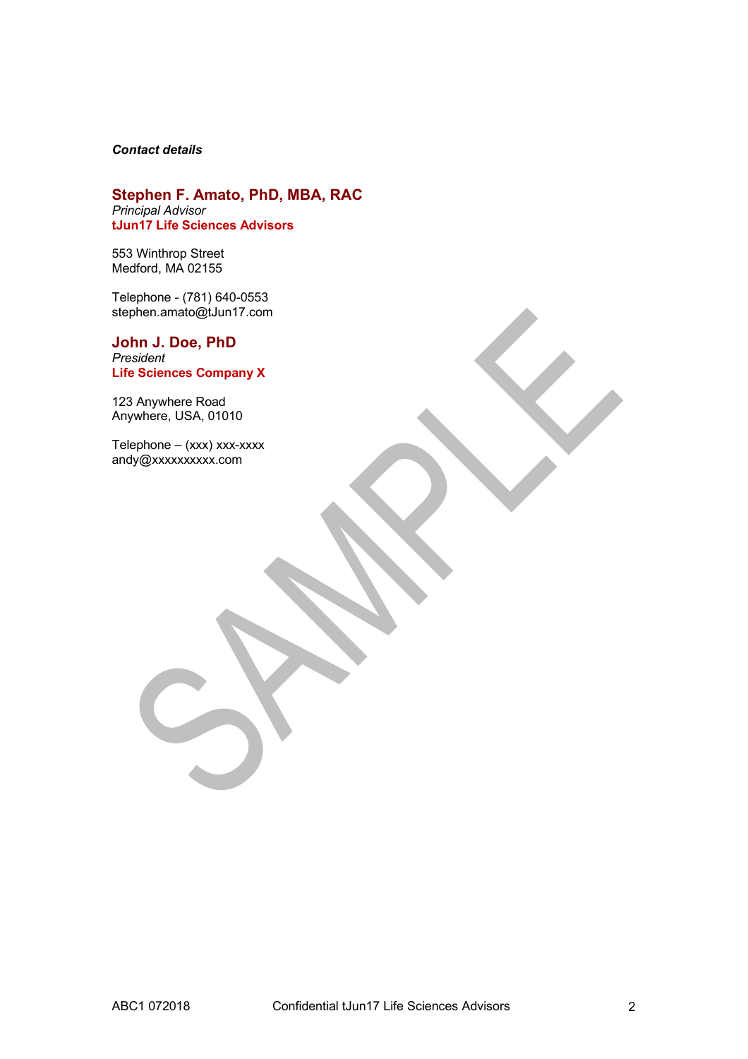***Contact details***

**Stephen F. Amato, PhD, MBA, RAC**
*Principal Advisor*
**tJun17 Life Sciences Advisors**

553 Winthrop Street
Medford, MA 02155

Telephone - (781) 640-0553
stephen.amato@tJun17.com

**John J. Doe, PhD**
*President*
**Life Sciences Company X**

123 Anywhere Road
Anywhere, USA, 01010

Telephone – (xxx) xxx-xxxx
andy@xxxxxxxxxx.com

SAMPLE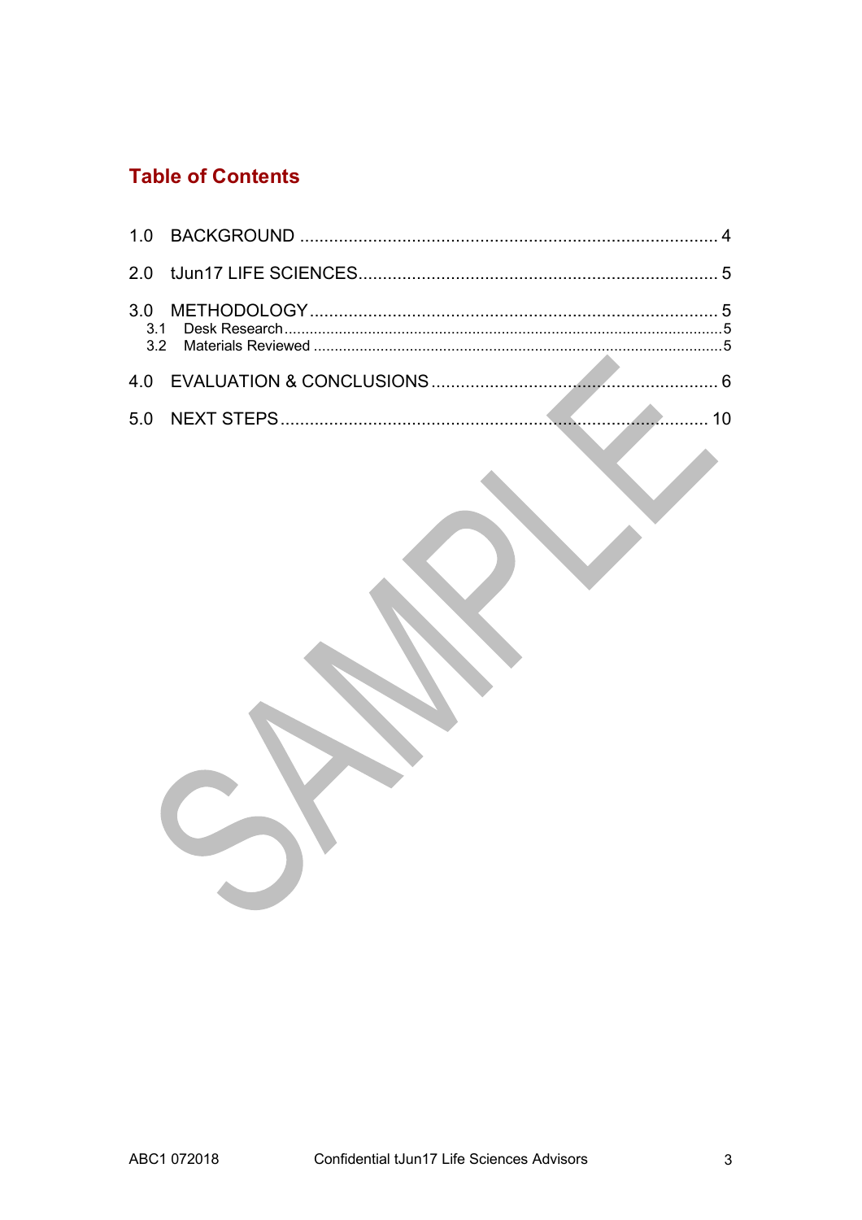## Table of Contents

1.0 BACKGROUND ..................................................................................... 4

2.0 tJun17 LIFE SCIENCES......................................................................... 5

3.0 METHODOLOGY .................................................................................. 5
- 3.1 Desk Research ........................................................................................................5
- 3.2 Materials Reviewed .................................................................................................5

4.0 EVALUATION & CONCLUSIONS .......................................................... 6

5.0 NEXT STEPS ...................................................................................... 10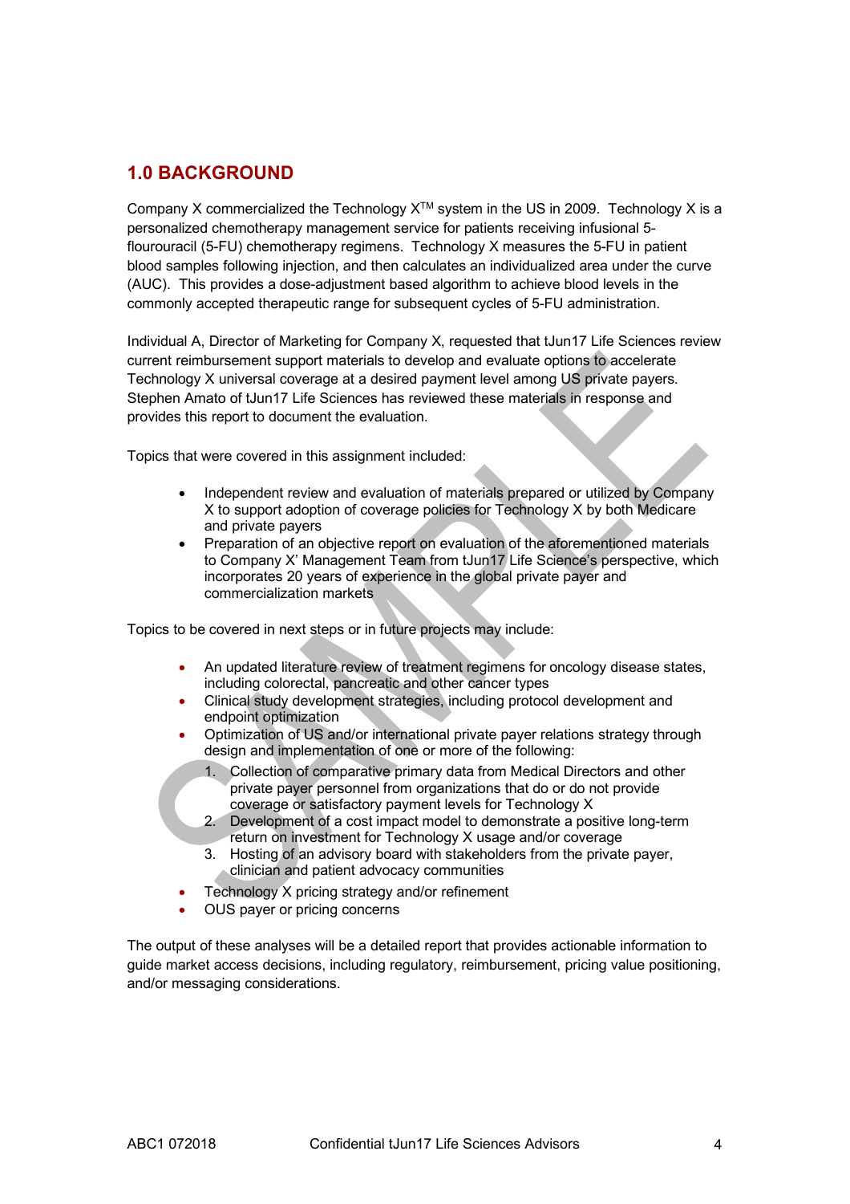## 1.0 BACKGROUND

Company X commercialized the Technology X™ system in the US in 2009. Technology X is a personalized chemotherapy management service for patients receiving infusional 5-flourouracil (5-FU) chemotherapy regimens. Technology X measures the 5-FU in patient blood samples following injection, and then calculates an individualized area under the curve (AUC). This provides a dose-adjustment based algorithm to achieve blood levels in the commonly accepted therapeutic range for subsequent cycles of 5-FU administration.

Individual A, Director of Marketing for Company X, requested that tJun17 Life Sciences review current reimbursement support materials to develop and evaluate options to accelerate Technology X universal coverage at a desired payment level among US private payers. Stephen Amato of tJun17 Life Sciences has reviewed these materials in response and provides this report to document the evaluation.

Topics that were covered in this assignment included:

- Independent review and evaluation of materials prepared or utilized by Company X to support adoption of coverage policies for Technology X by both Medicare and private payers
- Preparation of an objective report on evaluation of the aforementioned materials to Company X' Management Team from tJun17 Life Science's perspective, which incorporates 20 years of experience in the global private payer and commercialization markets

Topics to be covered in next steps or in future projects may include:

- An updated literature review of treatment regimens for oncology disease states, including colorectal, pancreatic and other cancer types
- Clinical study development strategies, including protocol development and endpoint optimization
- Optimization of US and/or international private payer relations strategy through design and implementation of one or more of the following:
  1. Collection of comparative primary data from Medical Directors and other private payer personnel from organizations that do or do not provide coverage or satisfactory payment levels for Technology X
  2. Development of a cost impact model to demonstrate a positive long-term return on investment for Technology X usage and/or coverage
  3. Hosting of an advisory board with stakeholders from the private payer, clinician and patient advocacy communities
- Technology X pricing strategy and/or refinement
- OUS payer or pricing concerns

The output of these analyses will be a detailed report that provides actionable information to guide market access decisions, including regulatory, reimbursement, pricing value positioning, and/or messaging considerations.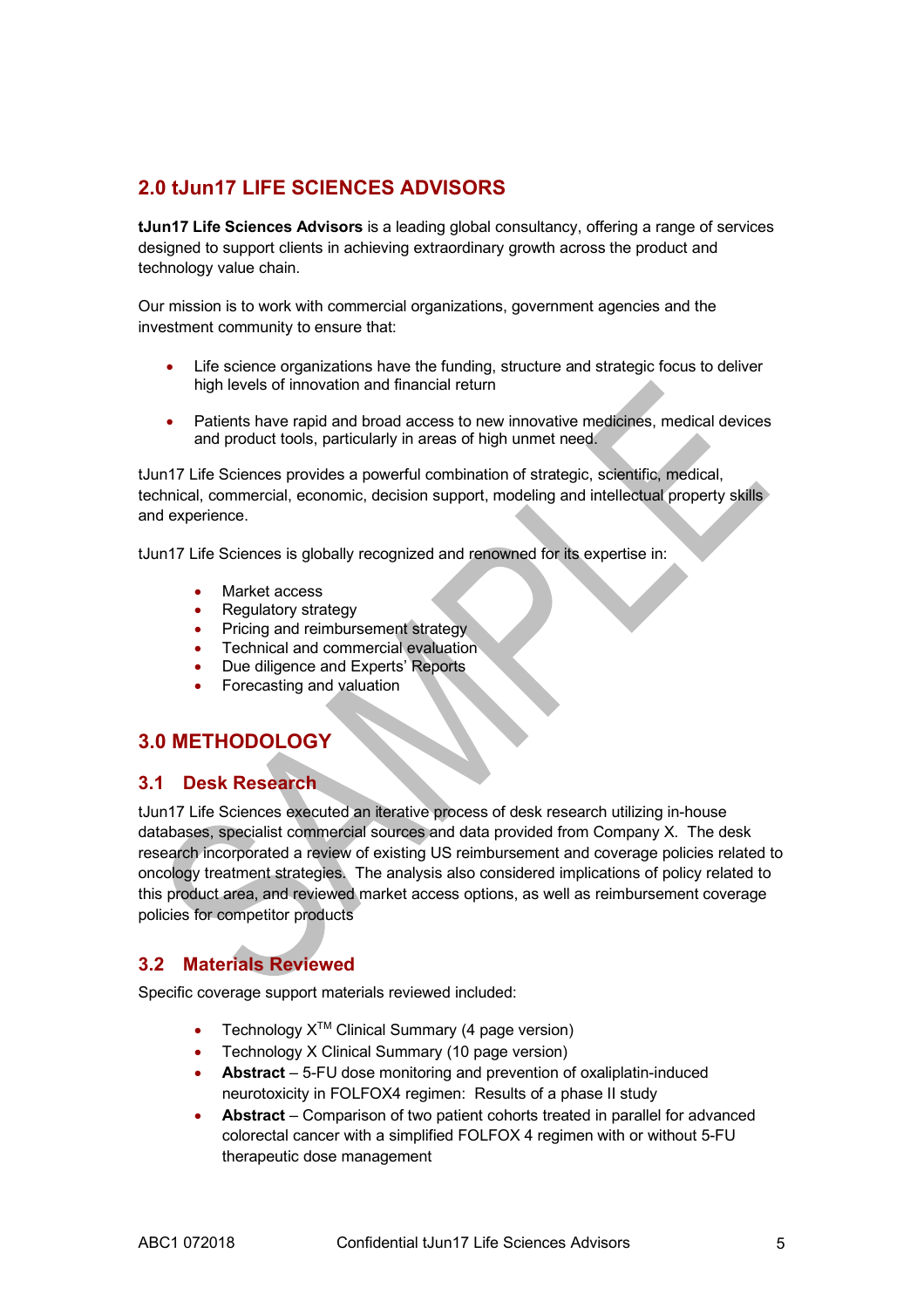## 2.0 tJun17 LIFE SCIENCES ADVISORS

**tJun17 Life Sciences Advisors** is a leading global consultancy, offering a range of services designed to support clients in achieving extraordinary growth across the product and technology value chain.

Our mission is to work with commercial organizations, government agencies and the investment community to ensure that:

- Life science organizations have the funding, structure and strategic focus to deliver high levels of innovation and financial return
- Patients have rapid and broad access to new innovative medicines, medical devices and product tools, particularly in areas of high unmet need.

tJun17 Life Sciences provides a powerful combination of strategic, scientific, medical, technical, commercial, economic, decision support, modeling and intellectual property skills and experience.

tJun17 Life Sciences is globally recognized and renowned for its expertise in:

- Market access
- Regulatory strategy
- Pricing and reimbursement strategy
- Technical and commercial evaluation
- Due diligence and Experts' Reports
- Forecasting and valuation

## 3.0 METHODOLOGY

### 3.1 Desk Research

tJun17 Life Sciences executed an iterative process of desk research utilizing in-house databases, specialist commercial sources and data provided from Company X. The desk research incorporated a review of existing US reimbursement and coverage policies related to oncology treatment strategies. The analysis also considered implications of policy related to this product area, and reviewed market access options, as well as reimbursement coverage policies for competitor products

### 3.2 Materials Reviewed

Specific coverage support materials reviewed included:

- Technology X™ Clinical Summary (4 page version)
- Technology X Clinical Summary (10 page version)
- **Abstract** – 5-FU dose monitoring and prevention of oxaliplatin-induced neurotoxicity in FOLFOX4 regimen: Results of a phase II study
- **Abstract** – Comparison of two patient cohorts treated in parallel for advanced colorectal cancer with a simplified FOLFOX 4 regimen with or without 5-FU therapeutic dose management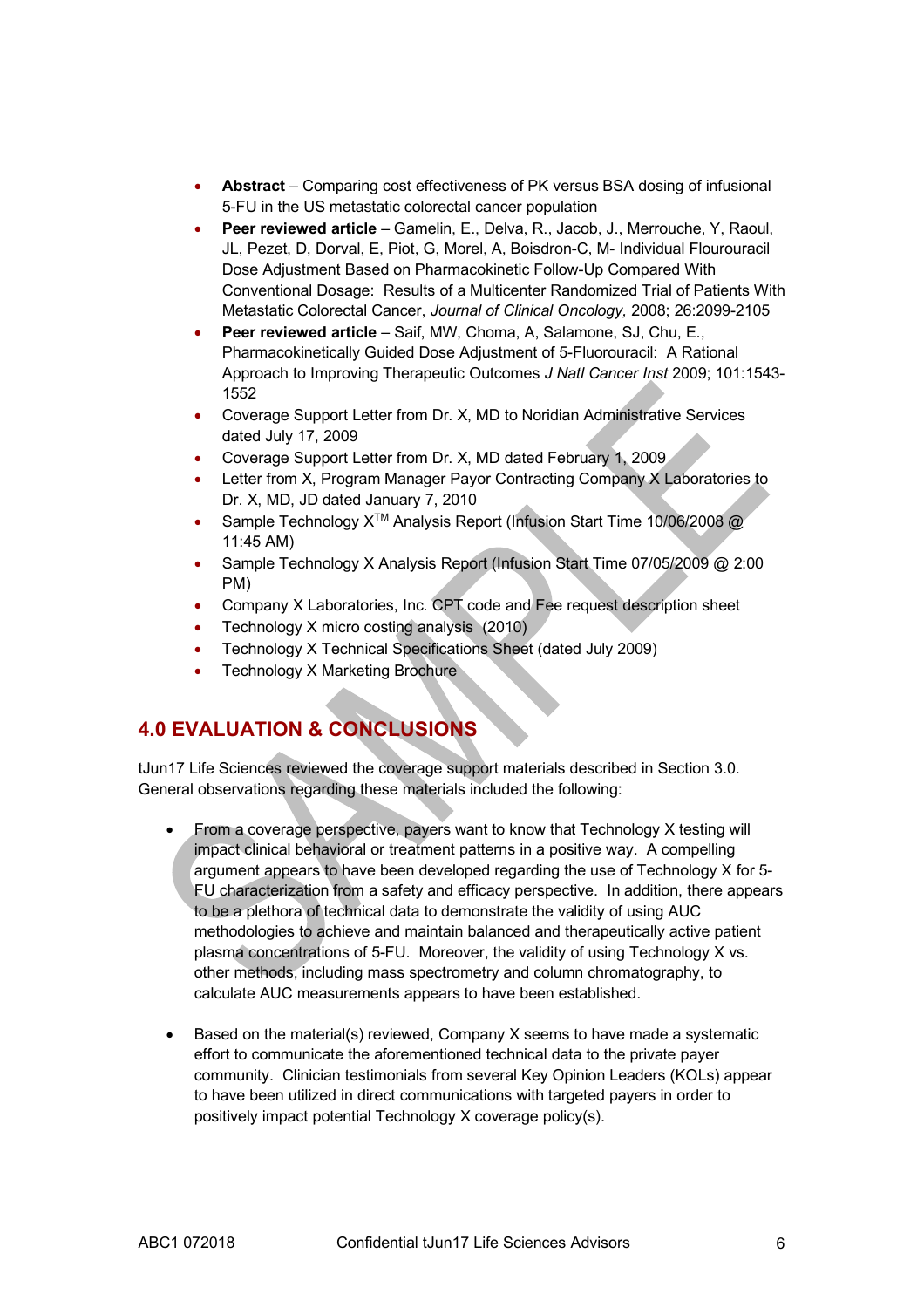- **Abstract** – Comparing cost effectiveness of PK versus BSA dosing of infusional 5-FU in the US metastatic colorectal cancer population
- **Peer reviewed article** – Gamelin, E., Delva, R., Jacob, J., Merrouche, Y, Raoul, JL, Pezet, D, Dorval, E, Piot, G, Morel, A, Boisdron-C, M- Individual Flourouracil Dose Adjustment Based on Pharmacokinetic Follow-Up Compared With Conventional Dosage: Results of a Multicenter Randomized Trial of Patients With Metastatic Colorectal Cancer, *Journal of Clinical Oncology,* 2008; 26:2099-2105
- **Peer reviewed article** – Saif, MW, Choma, A, Salamone, SJ, Chu, E., Pharmacokinetically Guided Dose Adjustment of 5-Fluorouracil: A Rational Approach to Improving Therapeutic Outcomes *J Natl Cancer Inst* 2009; 101:1543-1552
- Coverage Support Letter from Dr. X, MD to Noridian Administrative Services dated July 17, 2009
- Coverage Support Letter from Dr. X, MD dated February 1, 2009
- Letter from X, Program Manager Payor Contracting Company X Laboratories to Dr. X, MD, JD dated January 7, 2010
- Sample Technology X™ Analysis Report (Infusion Start Time 10/06/2008 @ 11:45 AM)
- Sample Technology X Analysis Report (Infusion Start Time 07/05/2009 @ 2:00 PM)
- Company X Laboratories, Inc. CPT code and Fee request description sheet
- Technology X micro costing analysis (2010)
- Technology X Technical Specifications Sheet (dated July 2009)
- Technology X Marketing Brochure

## 4.0 EVALUATION & CONCLUSIONS

tJun17 Life Sciences reviewed the coverage support materials described in Section 3.0. General observations regarding these materials included the following:

- From a coverage perspective, payers want to know that Technology X testing will impact clinical behavioral or treatment patterns in a positive way. A compelling argument appears to have been developed regarding the use of Technology X for 5-FU characterization from a safety and efficacy perspective. In addition, there appears to be a plethora of technical data to demonstrate the validity of using AUC methodologies to achieve and maintain balanced and therapeutically active patient plasma concentrations of 5-FU. Moreover, the validity of using Technology X vs. other methods, including mass spectrometry and column chromatography, to calculate AUC measurements appears to have been established.

- Based on the material(s) reviewed, Company X seems to have made a systematic effort to communicate the aforementioned technical data to the private payer community. Clinician testimonials from several Key Opinion Leaders (KOLs) appear to have been utilized in direct communications with targeted payers in order to positively impact potential Technology X coverage policy(s).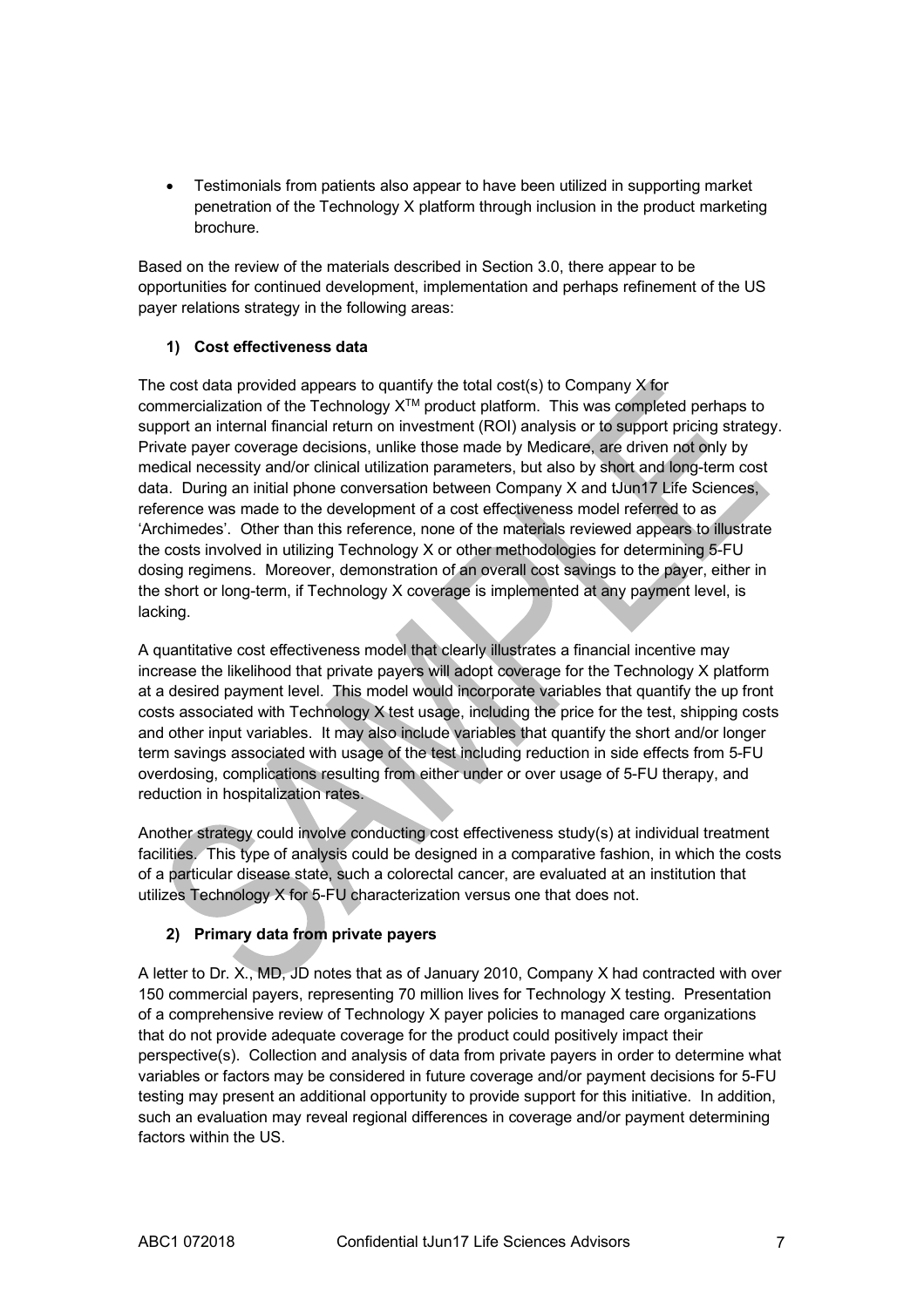- Testimonials from patients also appear to have been utilized in supporting market penetration of the Technology X platform through inclusion in the product marketing brochure.

Based on the review of the materials described in Section 3.0, there appear to be opportunities for continued development, implementation and perhaps refinement of the US payer relations strategy in the following areas:

**1) Cost effectiveness data**

The cost data provided appears to quantify the total cost(s) to Company X for commercialization of the Technology X$^{TM}$ product platform. This was completed perhaps to support an internal financial return on investment (ROI) analysis or to support pricing strategy. Private payer coverage decisions, unlike those made by Medicare, are driven not only by medical necessity and/or clinical utilization parameters, but also by short and long-term cost data. During an initial phone conversation between Company X and tJun17 Life Sciences, reference was made to the development of a cost effectiveness model referred to as 'Archimedes'. Other than this reference, none of the materials reviewed appears to illustrate the costs involved in utilizing Technology X or other methodologies for determining 5-FU dosing regimens. Moreover, demonstration of an overall cost savings to the payer, either in the short or long-term, if Technology X coverage is implemented at any payment level, is lacking.

A quantitative cost effectiveness model that clearly illustrates a financial incentive may increase the likelihood that private payers will adopt coverage for the Technology X platform at a desired payment level. This model would incorporate variables that quantify the up front costs associated with Technology X test usage, including the price for the test, shipping costs and other input variables. It may also include variables that quantify the short and/or longer term savings associated with usage of the test including reduction in side effects from 5-FU overdosing, complications resulting from either under or over usage of 5-FU therapy, and reduction in hospitalization rates.

Another strategy could involve conducting cost effectiveness study(s) at individual treatment facilities. This type of analysis could be designed in a comparative fashion, in which the costs of a particular disease state, such a colorectal cancer, are evaluated at an institution that utilizes Technology X for 5-FU characterization versus one that does not.

**2) Primary data from private payers**

A letter to Dr. X., MD, JD notes that as of January 2010, Company X had contracted with over 150 commercial payers, representing 70 million lives for Technology X testing. Presentation of a comprehensive review of Technology X payer policies to managed care organizations that do not provide adequate coverage for the product could positively impact their perspective(s). Collection and analysis of data from private payers in order to determine what variables or factors may be considered in future coverage and/or payment decisions for 5-FU testing may present an additional opportunity to provide support for this initiative. In addition, such an evaluation may reveal regional differences in coverage and/or payment determining factors within the US.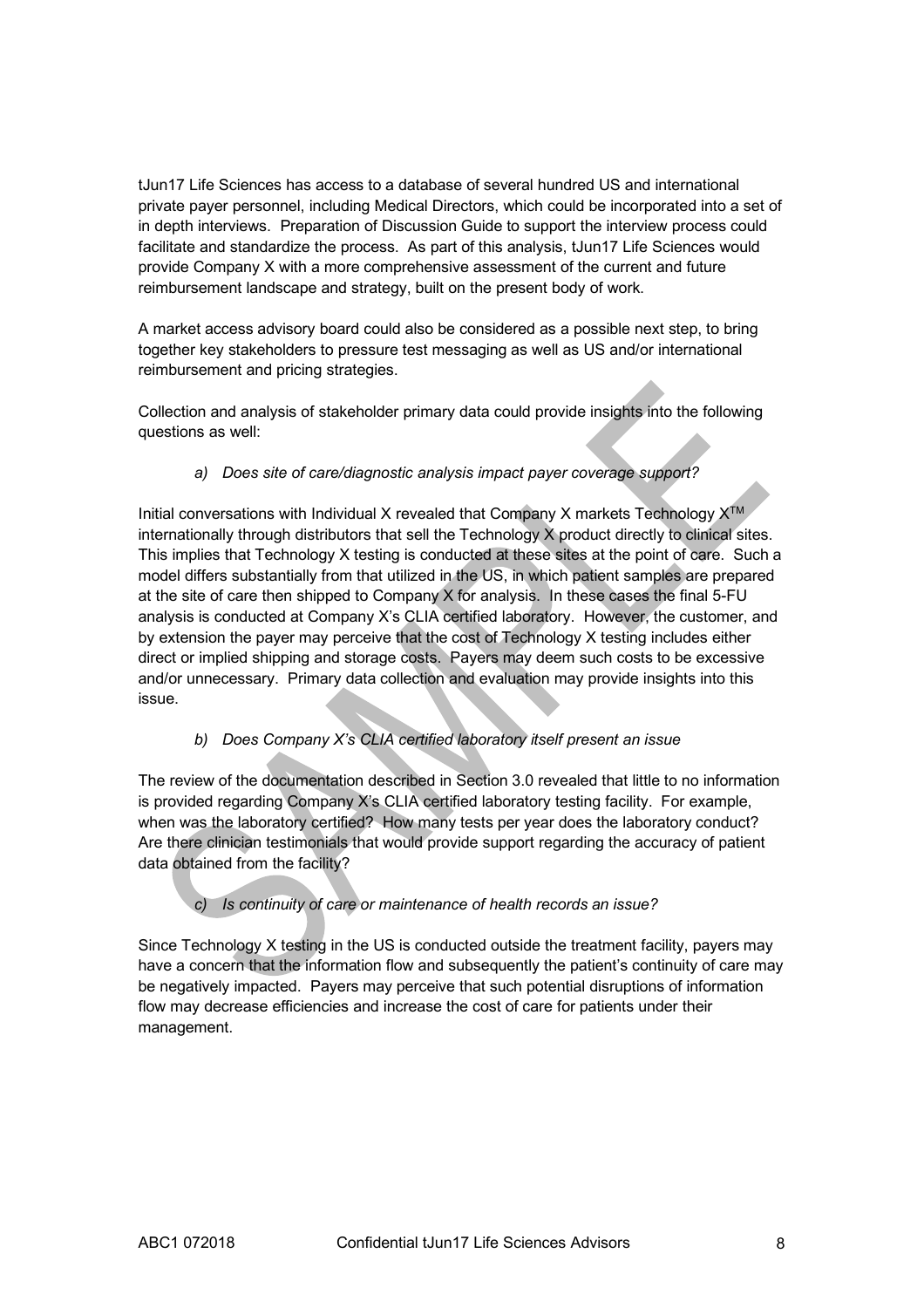tJun17 Life Sciences has access to a database of several hundred US and international private payer personnel, including Medical Directors, which could be incorporated into a set of in depth interviews. Preparation of Discussion Guide to support the interview process could facilitate and standardize the process. As part of this analysis, tJun17 Life Sciences would provide Company X with a more comprehensive assessment of the current and future reimbursement landscape and strategy, built on the present body of work.

A market access advisory board could also be considered as a possible next step, to bring together key stakeholders to pressure test messaging as well as US and/or international reimbursement and pricing strategies.

Collection and analysis of stakeholder primary data could provide insights into the following questions as well:

*a) Does site of care/diagnostic analysis impact payer coverage support?*

Initial conversations with Individual X revealed that Company X markets Technology X™ internationally through distributors that sell the Technology X product directly to clinical sites. This implies that Technology X testing is conducted at these sites at the point of care. Such a model differs substantially from that utilized in the US, in which patient samples are prepared at the site of care then shipped to Company X for analysis. In these cases the final 5-FU analysis is conducted at Company X's CLIA certified laboratory. However, the customer, and by extension the payer may perceive that the cost of Technology X testing includes either direct or implied shipping and storage costs. Payers may deem such costs to be excessive and/or unnecessary. Primary data collection and evaluation may provide insights into this issue.

*b) Does Company X's CLIA certified laboratory itself present an issue*

The review of the documentation described in Section 3.0 revealed that little to no information is provided regarding Company X's CLIA certified laboratory testing facility. For example, when was the laboratory certified? How many tests per year does the laboratory conduct? Are there clinician testimonials that would provide support regarding the accuracy of patient data obtained from the facility?

*c) Is continuity of care or maintenance of health records an issue?*

Since Technology X testing in the US is conducted outside the treatment facility, payers may have a concern that the information flow and subsequently the patient's continuity of care may be negatively impacted. Payers may perceive that such potential disruptions of information flow may decrease efficiencies and increase the cost of care for patients under their management.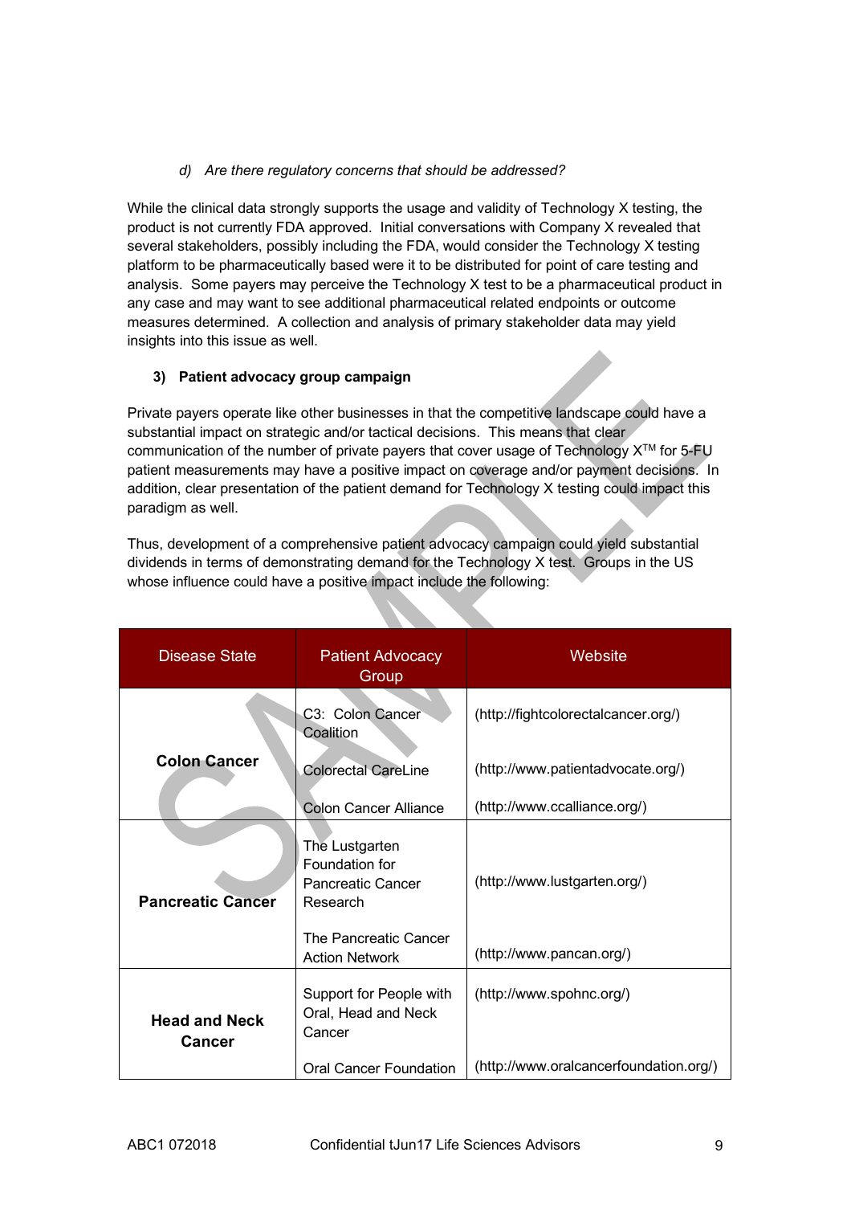*d) Are there regulatory concerns that should be addressed?*

While the clinical data strongly supports the usage and validity of Technology X testing, the product is not currently FDA approved. Initial conversations with Company X revealed that several stakeholders, possibly including the FDA, would consider the Technology X testing platform to be pharmaceutically based were it to be distributed for point of care testing and analysis. Some payers may perceive the Technology X test to be a pharmaceutical product in any case and may want to see additional pharmaceutical related endpoints or outcome measures determined. A collection and analysis of primary stakeholder data may yield insights into this issue as well.

### 3) Patient advocacy group campaign

Private payers operate like other businesses in that the competitive landscape could have a substantial impact on strategic and/or tactical decisions. This means that clear communication of the number of private payers that cover usage of Technology X™ for 5-FU patient measurements may have a positive impact on coverage and/or payment decisions. In addition, clear presentation of the patient demand for Technology X testing could impact this paradigm as well.

Thus, development of a comprehensive patient advocacy campaign could yield substantial dividends in terms of demonstrating demand for the Technology X test. Groups in the US whose influence could have a positive impact include the following:

| Disease State | Patient Advocacy Group | Website |
|---|---|---|
| **Colon Cancer** | C3: Colon Cancer Coalition | (http://fightcolorectalcancer.org/) |
| | Colorectal CareLine | (http://www.patientadvocate.org/) |
| | Colon Cancer Alliance | (http://www.ccalliance.org/) |
| **Pancreatic Cancer** | The Lustgarten Foundation for Pancreatic Cancer Research | (http://www.lustgarten.org/) |
| | The Pancreatic Cancer Action Network | (http://www.pancan.org/) |
| **Head and Neck Cancer** | Support for People with Oral, Head and Neck Cancer | (http://www.spohnc.org/) |
| | Oral Cancer Foundation | (http://www.oralcancerfoundation.org/) |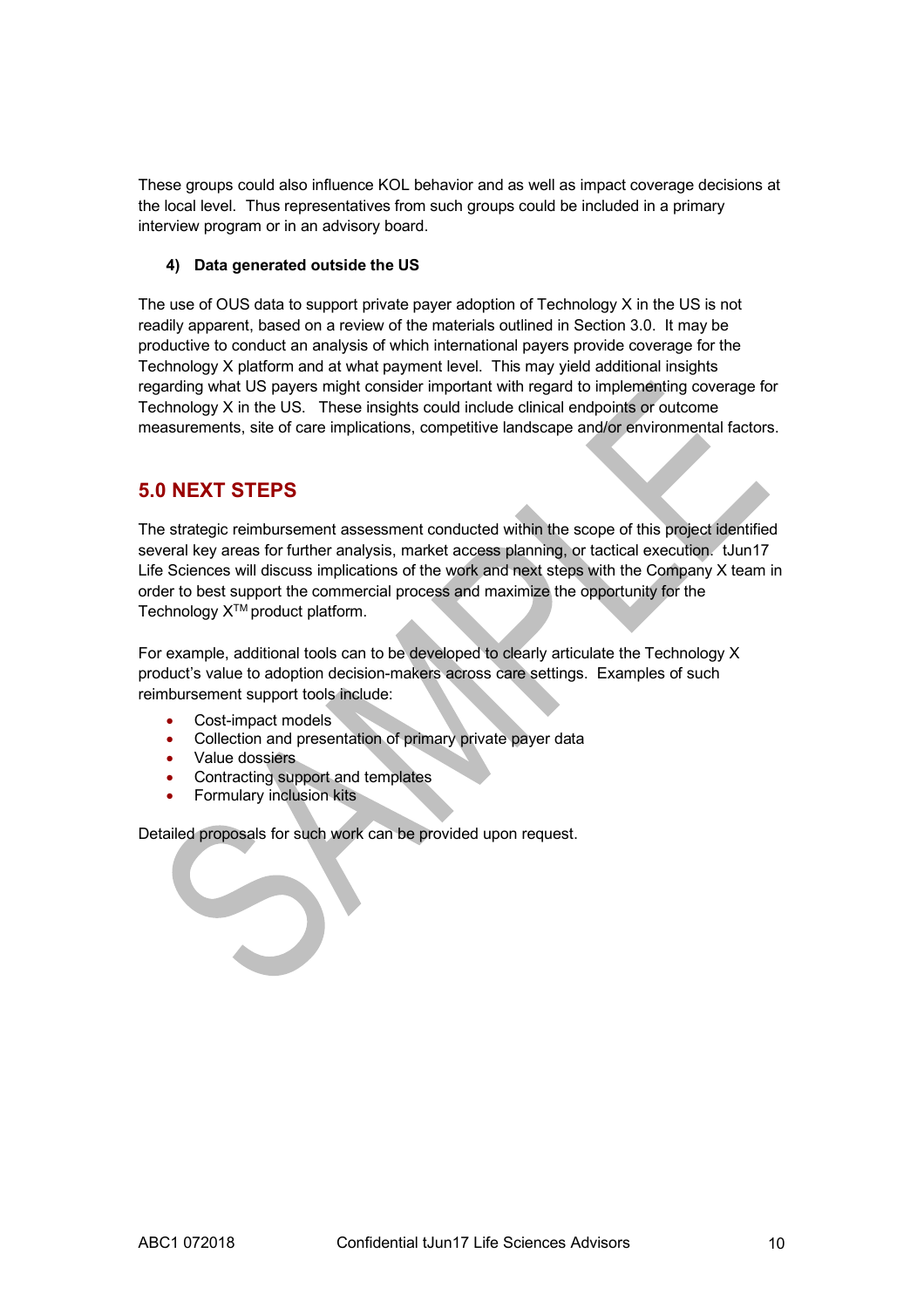These groups could also influence KOL behavior and as well as impact coverage decisions at the local level. Thus representatives from such groups could be included in a primary interview program or in an advisory board.

**4) Data generated outside the US**

The use of OUS data to support private payer adoption of Technology X in the US is not readily apparent, based on a review of the materials outlined in Section 3.0. It may be productive to conduct an analysis of which international payers provide coverage for the Technology X platform and at what payment level. This may yield additional insights regarding what US payers might consider important with regard to implementing coverage for Technology X in the US. These insights could include clinical endpoints or outcome measurements, site of care implications, competitive landscape and/or environmental factors.

## 5.0 NEXT STEPS

The strategic reimbursement assessment conducted within the scope of this project identified several key areas for further analysis, market access planning, or tactical execution. tJun17 Life Sciences will discuss implications of the work and next steps with the Company X team in order to best support the commercial process and maximize the opportunity for the Technology X™ product platform.

For example, additional tools can to be developed to clearly articulate the Technology X product's value to adoption decision-makers across care settings. Examples of such reimbursement support tools include:

- Cost-impact models
- Collection and presentation of primary private payer data
- Value dossiers
- Contracting support and templates
- Formulary inclusion kits

Detailed proposals for such work can be provided upon request.